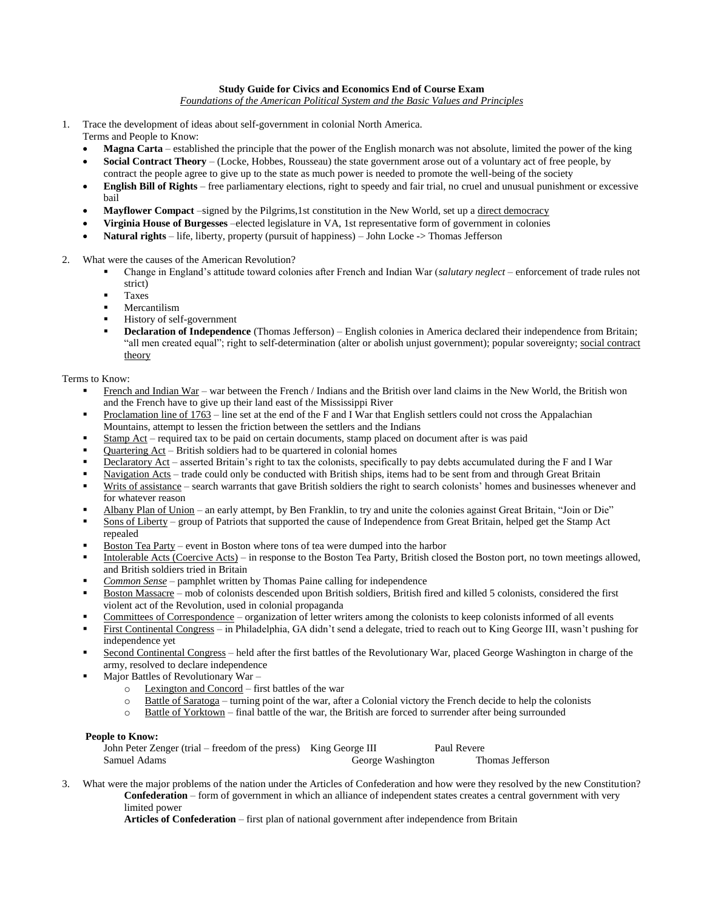**Study Guide for Civics and Economics End of Course Exam**

*Foundations of the American Political System and the Basic Values and Principles*

1. Trace the development of ideas about self-government in colonial North America.
   Terms and People to Know:
   - **Magna Carta** – established the principle that the power of the English monarch was not absolute, limited the power of the king
   - **Social Contract Theory** – (Locke, Hobbes, Rousseau) the state government arose out of a voluntary act of free people, by contract the people agree to give up to the state as much power is needed to promote the well-being of the society
   - **English Bill of Rights** – free parliamentary elections, right to speedy and fair trial, no cruel and unusual punishment or excessive bail
   - **Mayflower Compact** –signed by the Pilgrims,1st constitution in the New World, set up a <u>direct democracy</u>
   - **Virginia House of Burgesses** –elected legislature in VA, 1st representative form of government in colonies
   - **Natural rights** – life, liberty, property (pursuit of happiness) – John Locke -> Thomas Jefferson

2. What were the causes of the American Revolution?
   - Change in England's attitude toward colonies after French and Indian War (*salutary neglect* – enforcement of trade rules not strict)
   - Taxes
   - Mercantilism
   - History of self-government
   - **Declaration of Independence** (Thomas Jefferson) – English colonies in America declared their independence from Britain; "all men created equal"; right to self-determination (alter or abolish unjust government); popular sovereignty; <u>social contract theory</u>

Terms to Know:

- <u>French and Indian War</u> – war between the French / Indians and the British over land claims in the New World, the British won and the French have to give up their land east of the Mississippi River
- <u>Proclamation line of 1763</u> – line set at the end of the F and I War that English settlers could not cross the Appalachian Mountains, attempt to lessen the friction between the settlers and the Indians
- <u>Stamp Act</u> – required tax to be paid on certain documents, stamp placed on document after is was paid
- <u>Quartering Act</u> – British soldiers had to be quartered in colonial homes
- <u>Declaratory Act</u> – asserted Britain's right to tax the colonists, specifically to pay debts accumulated during the F and I War
- <u>Navigation Acts</u> – trade could only be conducted with British ships, items had to be sent from and through Great Britain
- <u>Writs of assistance</u> – search warrants that gave British soldiers the right to search colonists' homes and businesses whenever and for whatever reason
- <u>Albany Plan of Union</u> – an early attempt, by Ben Franklin, to try and unite the colonies against Great Britain, "Join or Die"
- <u>Sons of Liberty</u> – group of Patriots that supported the cause of Independence from Great Britain, helped get the Stamp Act repealed
- <u>Boston Tea Party</u> – event in Boston where tons of tea were dumped into the harbor
- <u>Intolerable Acts (Coercive Acts)</u> – in response to the Boston Tea Party, British closed the Boston port, no town meetings allowed, and British soldiers tried in Britain
- *<u>Common Sense</u>* – pamphlet written by Thomas Paine calling for independence
- <u>Boston Massacre</u> – mob of colonists descended upon British soldiers, British fired and killed 5 colonists, considered the first violent act of the Revolution, used in colonial propaganda
- <u>Committees of Correspondence</u> – organization of letter writers among the colonists to keep colonists informed of all events
- <u>First Continental Congress</u> – in Philadelphia, GA didn't send a delegate, tried to reach out to King George III, wasn't pushing for independence yet
- <u>Second Continental Congress</u> – held after the first battles of the Revolutionary War, placed George Washington in charge of the army, resolved to declare independence
- Major Battles of Revolutionary War –
  - <u>Lexington and Concord</u> – first battles of the war
  - <u>Battle of Saratoga</u> – turning point of the war, after a Colonial victory the French decide to help the colonists
  - <u>Battle of Yorktown</u> – final battle of the war, the British are forced to surrender after being surrounded

**People to Know:**

John Peter Zenger (trial – freedom of the press) | King George III | Paul Revere
Samuel Adams | George Washington | Thomas Jefferson

3. What were the major problems of the nation under the Articles of Confederation and how were they resolved by the new Constitution?
   **Confederation** – form of government in which an alliance of independent states creates a central government with very limited power
   **Articles of Confederation** – first plan of national government after independence from Britain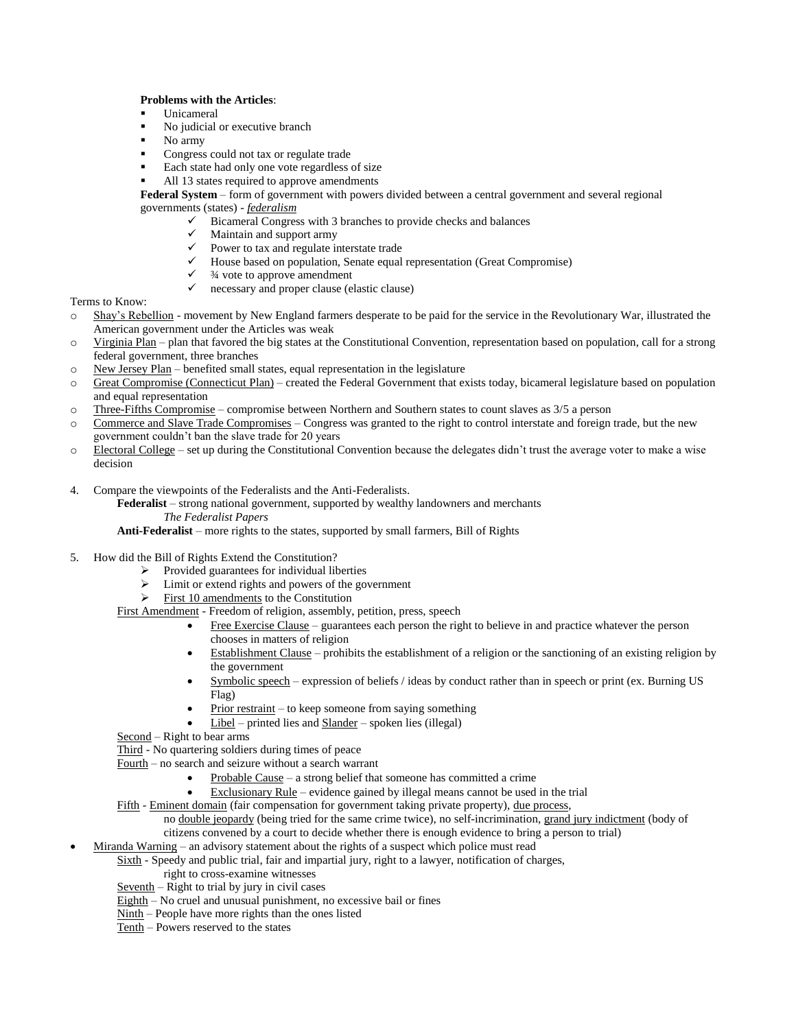**Problems with the Articles**:

- Unicameral
- No judicial or executive branch
- No army
- Congress could not tax or regulate trade
- Each state had only one vote regardless of size
- All 13 states required to approve amendments

**Federal System** – form of government with powers divided between a central government and several regional governments (states) - ***federalism***

- ✓ Bicameral Congress with 3 branches to provide checks and balances
- ✓ Maintain and support army
- ✓ Power to tax and regulate interstate trade
- ✓ House based on population, Senate equal representation (Great Compromise)
- ✓ ¾ vote to approve amendment
- ✓ necessary and proper clause (elastic clause)

Terms to Know:

- Shay's Rebellion - movement by New England farmers desperate to be paid for the service in the Revolutionary War, illustrated the American government under the Articles was weak
- Virginia Plan – plan that favored the big states at the Constitutional Convention, representation based on population, call for a strong federal government, three branches
- New Jersey Plan – benefited small states, equal representation in the legislature
- Great Compromise (Connecticut Plan) – created the Federal Government that exists today, bicameral legislature based on population and equal representation
- Three-Fifths Compromise – compromise between Northern and Southern states to count slaves as 3/5 a person
- Commerce and Slave Trade Compromises – Congress was granted to the right to control interstate and foreign trade, but the new government couldn't ban the slave trade for 20 years
- Electoral College – set up during the Constitutional Convention because the delegates didn't trust the average voter to make a wise decision

4. Compare the viewpoints of the Federalists and the Anti-Federalists.

   **Federalist** – strong national government, supported by wealthy landowners and merchants

   *The Federalist Papers*

   **Anti-Federalist** – more rights to the states, supported by small farmers, Bill of Rights

5. How did the Bill of Rights Extend the Constitution?
   - ➢ Provided guarantees for individual liberties
   - ➢ Limit or extend rights and powers of the government
   - ➢ First 10 amendments to the Constitution

   First Amendment - Freedom of religion, assembly, petition, press, speech

   - Free Exercise Clause – guarantees each person the right to believe in and practice whatever the person chooses in matters of religion
   - Establishment Clause – prohibits the establishment of a religion or the sanctioning of an existing religion by the government
   - Symbolic speech – expression of beliefs / ideas by conduct rather than in speech or print (ex. Burning US Flag)
   - Prior restraint – to keep someone from saying something
   - Libel – printed lies and Slander – spoken lies (illegal)

   Second – Right to bear arms

   Third - No quartering soldiers during times of peace

   Fourth – no search and seizure without a search warrant

   - Probable Cause – a strong belief that someone has committed a crime
   - Exclusionary Rule – evidence gained by illegal means cannot be used in the trial

   Fifth - Eminent domain (fair compensation for government taking private property), due process, no double jeopardy (being tried for the same crime twice), no self-incrimination, grand jury indictment (body of citizens convened by a court to decide whether there is enough evidence to bring a person to trial)

- Miranda Warning – an advisory statement about the rights of a suspect which police must read

   Sixth - Speedy and public trial, fair and impartial jury, right to a lawyer, notification of charges, right to cross-examine witnesses

   Seventh – Right to trial by jury in civil cases

   Eighth – No cruel and unusual punishment, no excessive bail or fines

   Ninth – People have more rights than the ones listed

   Tenth – Powers reserved to the states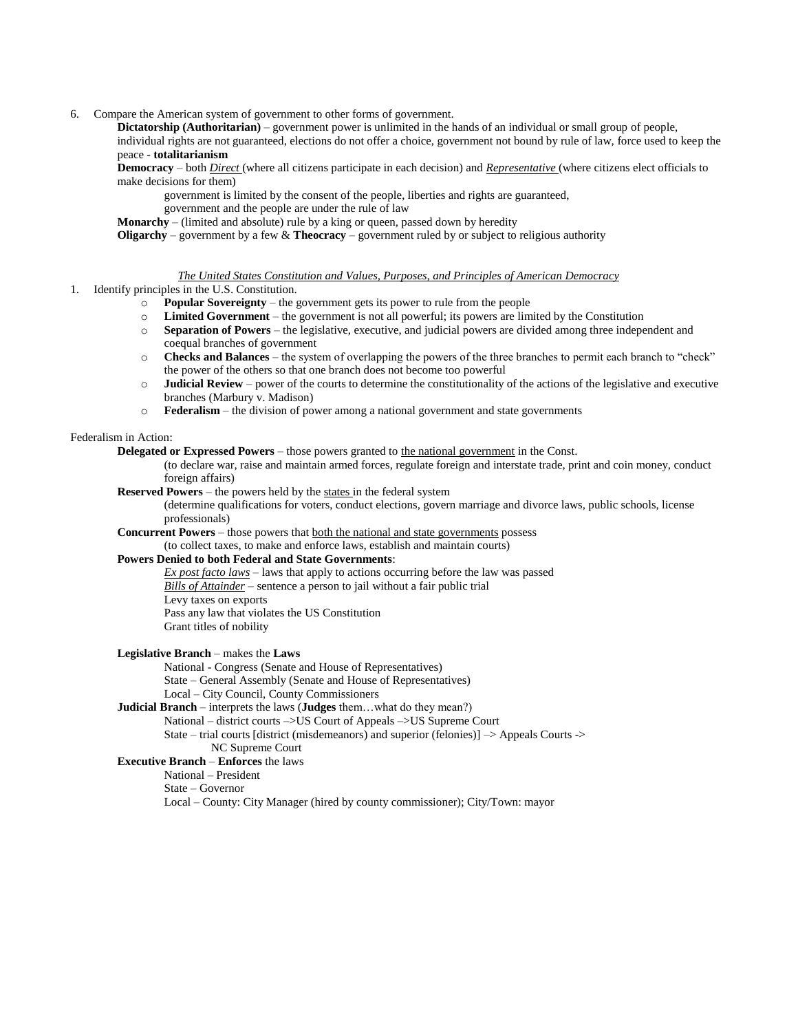6. Compare the American system of government to other forms of government.

   **Dictatorship (Authoritarian)** – government power is unlimited in the hands of an individual or small group of people, individual rights are not guaranteed, elections do not offer a choice, government not bound by rule of law, force used to keep the peace - **totalitarianism**

   **Democracy** – both *Direct* (where all citizens participate in each decision) and *Representative* (where citizens elect officials to make decisions for them)

   government is limited by the consent of the people, liberties and rights are guaranteed,
   government and the people are under the rule of law

   **Monarchy** – (limited and absolute) rule by a king or queen, passed down by heredity

   **Oligarchy** – government by a few & **Theocracy** – government ruled by or subject to religious authority

*The United States Constitution and Values, Purposes, and Principles of American Democracy*

1. Identify principles in the U.S. Constitution.
   - **Popular Sovereignty** – the government gets its power to rule from the people
   - **Limited Government** – the government is not all powerful; its powers are limited by the Constitution
   - **Separation of Powers** – the legislative, executive, and judicial powers are divided among three independent and coequal branches of government
   - **Checks and Balances** – the system of overlapping the powers of the three branches to permit each branch to "check" the power of the others so that one branch does not become too powerful
   - **Judicial Review** – power of the courts to determine the constitutionality of the actions of the legislative and executive branches (Marbury v. Madison)
   - **Federalism** – the division of power among a national government and state governments

Federalism in Action:

**Delegated or Expressed Powers** – those powers granted to the national government in the Const.
(to declare war, raise and maintain armed forces, regulate foreign and interstate trade, print and coin money, conduct foreign affairs)

**Reserved Powers** – the powers held by the states in the federal system
(determine qualifications for voters, conduct elections, govern marriage and divorce laws, public schools, license professionals)

**Concurrent Powers** – those powers that both the national and state governments possess
(to collect taxes, to make and enforce laws, establish and maintain courts)

**Powers Denied to both Federal and State Governments**:
- *Ex post facto laws* – laws that apply to actions occurring before the law was passed
- *Bills of Attainder* – sentence a person to jail without a fair public trial
- Levy taxes on exports
- Pass any law that violates the US Constitution
- Grant titles of nobility

**Legislative Branch** – makes the **Laws**
- National - Congress (Senate and House of Representatives)
- State – General Assembly (Senate and House of Representatives)
- Local – City Council, County Commissioners

**Judicial Branch** – interprets the laws (**Judges** them…what do they mean?)
- National – district courts –>US Court of Appeals –>US Supreme Court
- State – trial courts [district (misdemeanors) and superior (felonies)] –> Appeals Courts -> NC Supreme Court

**Executive Branch** – **Enforces** the laws
- National – President
- State – Governor
- Local – County: City Manager (hired by county commissioner); City/Town: mayor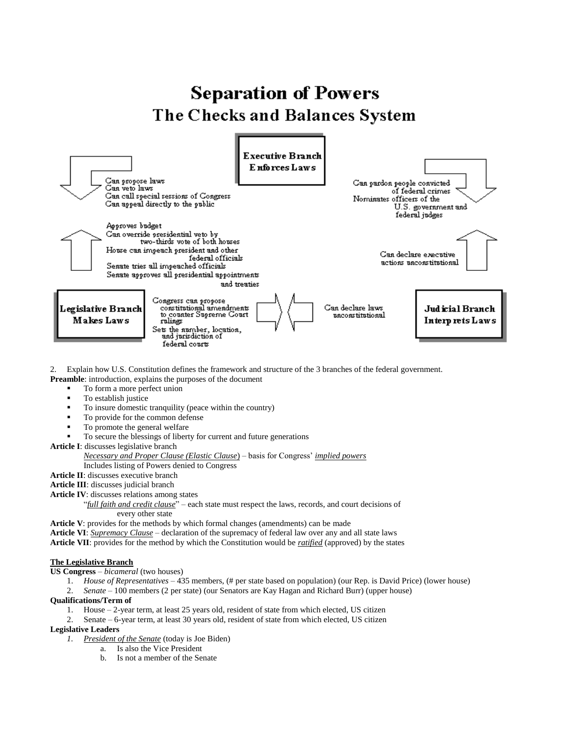# Separation of Powers

## The Checks and Balances System

**Executive Branch**
**Enforces Laws**

Can propose laws
Can veto laws
Can call special sessions of Congress
Can appeal directly to the public

Can pardon people convicted of federal crimes
Nominates officers of the U.S. government and federal judges

Approves budget
Can override presidential veto by two-thirds vote of both houses
House can impeach president and other federal officials
Senate tries all impeached officials
Senate approves all presidential appointments and treaties

Can declare executive actions unconstitutional

**Legislative Branch**
**Makes Laws**

Congress can propose constitutional amendments to counter Supreme Court rulings
Sets the number, location, and jurisdiction of federal courts

Can declare laws unconstitutional

**Judicial Branch**
**Interprets Laws**

2. Explain how U.S. Constitution defines the framework and structure of the 3 branches of the federal government.

**Preamble**: introduction, explains the purposes of the document

- To form a more perfect union
- To establish justice
- To insure domestic tranquility (peace within the country)
- To provide for the common defense
- To promote the general welfare
- To secure the blessings of liberty for current and future generations

**Article I**: discusses legislative branch
*Necessary and Proper Clause (Elastic Clause*) – basis for Congress' *implied powers*
Includes listing of Powers denied to Congress

**Article II**: discusses executive branch

**Article III**: discusses judicial branch

**Article IV**: discusses relations among states
"*full faith and credit clause*" – each state must respect the laws, records, and court decisions of every other state

**Article V**: provides for the methods by which formal changes (amendments) can be made

**Article VI**: *Supremacy Clause* – declaration of the supremacy of federal law over any and all state laws

**Article VII**: provides for the method by which the Constitution would be *ratified* (approved) by the states

**The Legislative Branch**

**US Congress** – *bicameral* (two houses)

1. *House of Representatives* – 435 members, (# per state based on population) (our Rep. is David Price) (lower house)
2. *Senate* – 100 members (2 per state) (our Senators are Kay Hagan and Richard Burr) (upper house)

**Qualifications/Term of**

1. House – 2-year term, at least 25 years old, resident of state from which elected, US citizen
2. Senate – 6-year term, at least 30 years old, resident of state from which elected, US citizen

**Legislative Leaders**

1. *President of the Senate* (today is Joe Biden)
   a. Is also the Vice President
   b. Is not a member of the Senate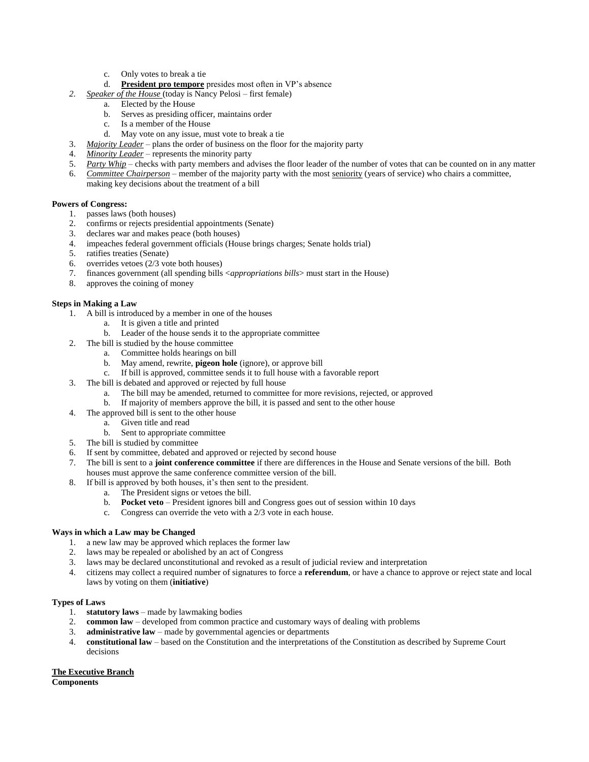c. Only votes to break a tie
   d. **President pro tempore** presides most often in VP's absence

2. *Speaker of the House* (today is Nancy Pelosi – first female)
   a. Elected by the House
   b. Serves as presiding officer, maintains order
   c. Is a member of the House
   d. May vote on any issue, must vote to break a tie
3. *Majority Leader* – plans the order of business on the floor for the majority party
4. *Minority Leader* – represents the minority party
5. *Party Whip* – checks with party members and advises the floor leader of the number of votes that can be counted on in any matter
6. *Committee Chairperson* – member of the majority party with the most seniority (years of service) who chairs a committee, making key decisions about the treatment of a bill

**Powers of Congress:**

1. passes laws (both houses)
2. confirms or rejects presidential appointments (Senate)
3. declares war and makes peace (both houses)
4. impeaches federal government officials (House brings charges; Senate holds trial)
5. ratifies treaties (Senate)
6. overrides vetoes (2/3 vote both houses)
7. finances government (all spending bills <*appropriations bills*> must start in the House)
8. approves the coining of money

**Steps in Making a Law**

1. A bill is introduced by a member in one of the houses
   a. It is given a title and printed
   b. Leader of the house sends it to the appropriate committee
2. The bill is studied by the house committee
   a. Committee holds hearings on bill
   b. May amend, rewrite, **pigeon hole** (ignore), or approve bill
   c. If bill is approved, committee sends it to full house with a favorable report
3. The bill is debated and approved or rejected by full house
   a. The bill may be amended, returned to committee for more revisions, rejected, or approved
   b. If majority of members approve the bill, it is passed and sent to the other house
4. The approved bill is sent to the other house
   a. Given title and read
   b. Sent to appropriate committee
5. The bill is studied by committee
6. If sent by committee, debated and approved or rejected by second house
7. The bill is sent to a **joint conference committee** if there are differences in the House and Senate versions of the bill. Both houses must approve the same conference committee version of the bill.
8. If bill is approved by both houses, it's then sent to the president.
   a. The President signs or vetoes the bill.
   b. **Pocket veto** – President ignores bill and Congress goes out of session within 10 days
   c. Congress can override the veto with a 2/3 vote in each house.

**Ways in which a Law may be Changed**

1. a new law may be approved which replaces the former law
2. laws may be repealed or abolished by an act of Congress
3. laws may be declared unconstitutional and revoked as a result of judicial review and interpretation
4. citizens may collect a required number of signatures to force a **referendum**, or have a chance to approve or reject state and local laws by voting on them (**initiative**)

**Types of Laws**

1. **statutory laws** – made by lawmaking bodies
2. **common law** – developed from common practice and customary ways of dealing with problems
3. **administrative law** – made by governmental agencies or departments
4. **constitutional law** – based on the Constitution and the interpretations of the Constitution as described by Supreme Court decisions

**The Executive Branch**

**Components**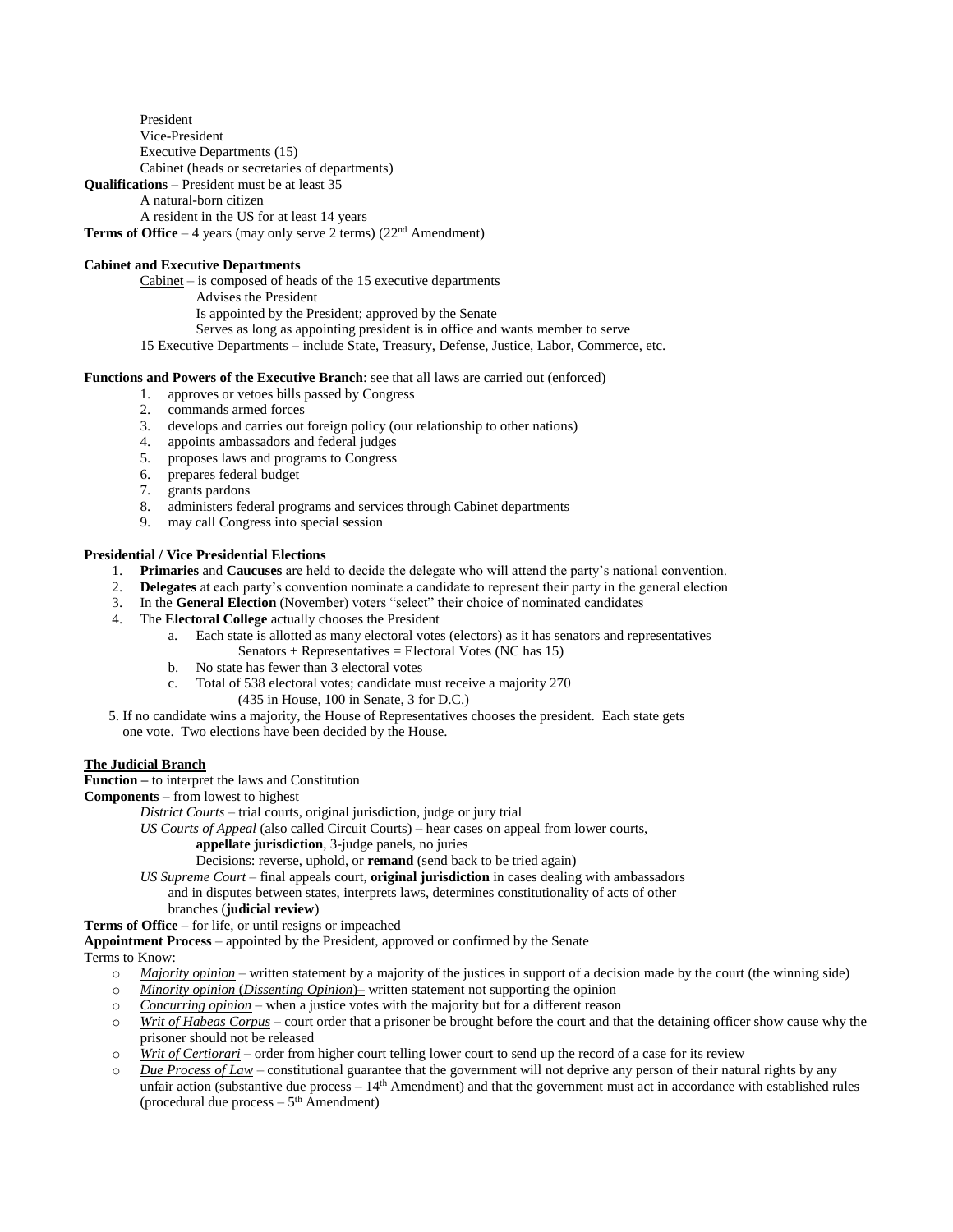President
Vice-President
Executive Departments (15)
Cabinet (heads or secretaries of departments)

**Qualifications** – President must be at least 35
A natural-born citizen
A resident in the US for at least 14 years

**Terms of Office** – 4 years (may only serve 2 terms) (22nd Amendment)

**Cabinet and Executive Departments**

<u>Cabinet</u> – is composed of heads of the 15 executive departments
Advises the President
Is appointed by the President; approved by the Senate
Serves as long as appointing president is in office and wants member to serve

15 Executive Departments – include State, Treasury, Defense, Justice, Labor, Commerce, etc.

**Functions and Powers of the Executive Branch**: see that all laws are carried out (enforced)

1. approves or vetoes bills passed by Congress
2. commands armed forces
3. develops and carries out foreign policy (our relationship to other nations)
4. appoints ambassadors and federal judges
5. proposes laws and programs to Congress
6. prepares federal budget
7. grants pardons
8. administers federal programs and services through Cabinet departments
9. may call Congress into special session

**Presidential / Vice Presidential Elections**

1. **Primaries** and **Caucuses** are held to decide the delegate who will attend the party's national convention.
2. **Delegates** at each party's convention nominate a candidate to represent their party in the general election
3. In the **General Election** (November) voters "select" their choice of nominated candidates
4. The **Electoral College** actually chooses the President
    a. Each state is allotted as many electoral votes (electors) as it has senators and representatives
       Senators + Representatives = Electoral Votes (NC has 15)
    b. No state has fewer than 3 electoral votes
    c. Total of 538 electoral votes; candidate must receive a majority 270
       (435 in House, 100 in Senate, 3 for D.C.)
5. If no candidate wins a majority, the House of Representatives chooses the president. Each state gets one vote. Two elections have been decided by the House.

**<u>The Judicial Branch</u>**

**Function –** to interpret the laws and Constitution

**Components** – from lowest to highest

*District Courts* – trial courts, original jurisdiction, judge or jury trial

*US Courts of Appeal* (also called Circuit Courts) – hear cases on appeal from lower courts, **appellate jurisdiction**, 3-judge panels, no juries
Decisions: reverse, uphold, or **remand** (send back to be tried again)

*US Supreme Court* – final appeals court, **original jurisdiction** in cases dealing with ambassadors and in disputes between states, interprets laws, determines constitutionality of acts of other branches (**judicial review**)

**Terms of Office** – for life, or until resigns or impeached

**Appointment Process** – appointed by the President, approved or confirmed by the Senate

Terms to Know:

- <u>*Majority opinion*</u> – written statement by a majority of the justices in support of a decision made by the court (the winning side)
- <u>*Minority opinion* (*Dissenting Opinion*)–</u> written statement not supporting the opinion
- <u>*Concurring opinion*</u> – when a justice votes with the majority but for a different reason
- <u>*Writ of Habeas Corpus*</u> – court order that a prisoner be brought before the court and that the detaining officer show cause why the prisoner should not be released
- <u>*Writ of Certiorari*</u> – order from higher court telling lower court to send up the record of a case for its review
- <u>*Due Process of Law*</u> – constitutional guarantee that the government will not deprive any person of their natural rights by any unfair action (substantive due process – 14th Amendment) and that the government must act in accordance with established rules (procedural due process – 5th Amendment)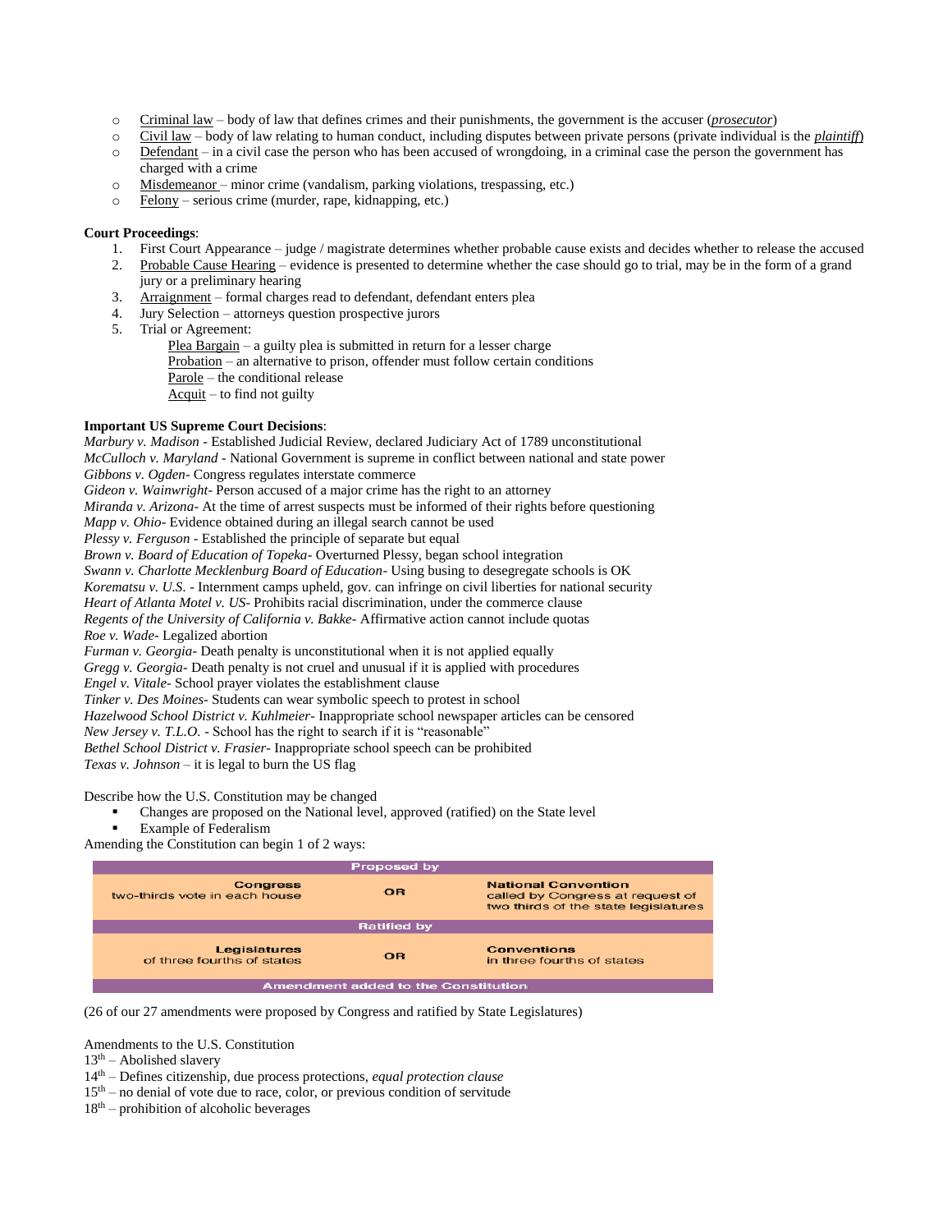- Criminal law – body of law that defines crimes and their punishments, the government is the accuser (*prosecutor*)
- Civil law – body of law relating to human conduct, including disputes between private persons (private individual is the *plaintiff*)
- Defendant – in a civil case the person who has been accused of wrongdoing, in a criminal case the person the government has charged with a crime
- Misdemeanor – minor crime (vandalism, parking violations, trespassing, etc.)
- Felony – serious crime (murder, rape, kidnapping, etc.)

**Court Proceedings**:

1. First Court Appearance – judge / magistrate determines whether probable cause exists and decides whether to release the accused
2. Probable Cause Hearing – evidence is presented to determine whether the case should go to trial, may be in the form of a grand jury or a preliminary hearing
3. Arraignment – formal charges read to defendant, defendant enters plea
4. Jury Selection – attorneys question prospective jurors
5. Trial or Agreement:

   Plea Bargain – a guilty plea is submitted in return for a lesser charge
   Probation – an alternative to prison, offender must follow certain conditions
   Parole – the conditional release
   Acquit – to find not guilty

**Important US Supreme Court Decisions**:

*Marbury v. Madison* - Established Judicial Review, declared Judiciary Act of 1789 unconstitutional
*McCulloch v. Maryland* - National Government is supreme in conflict between national and state power
*Gibbons v. Ogden*- Congress regulates interstate commerce
*Gideon v. Wainwright*- Person accused of a major crime has the right to an attorney
*Miranda v. Arizona*- At the time of arrest suspects must be informed of their rights before questioning
*Mapp v. Ohio*- Evidence obtained during an illegal search cannot be used
*Plessy v. Ferguson* - Established the principle of separate but equal
*Brown v. Board of Education of Topeka*- Overturned Plessy, began school integration
*Swann v. Charlotte Mecklenburg Board of Education*- Using busing to desegregate schools is OK
*Korematsu v. U.S.* - Internment camps upheld, gov. can infringe on civil liberties for national security
*Heart of Atlanta Motel v. US*- Prohibits racial discrimination, under the commerce clause
*Regents of the University of California v. Bakke*- Affirmative action cannot include quotas
*Roe v. Wade*- Legalized abortion
*Furman v. Georgia*- Death penalty is unconstitutional when it is not applied equally
*Gregg v. Georgia*- Death penalty is not cruel and unusual if it is applied with procedures
*Engel v. Vitale*- School prayer violates the establishment clause
*Tinker v. Des Moines*- Students can wear symbolic speech to protest in school
*Hazelwood School District v. Kuhlmeier*- Inappropriate school newspaper articles can be censored
*New Jersey v. T.L.O.* - School has the right to search if it is "reasonable"
*Bethel School District v. Frasier*- Inappropriate school speech can be prohibited
*Texas v. Johnson* – it is legal to burn the US flag

Describe how the U.S. Constitution may be changed

- Changes are proposed on the National level, approved (ratified) on the State level
- Example of Federalism

Amending the Constitution can begin 1 of 2 ways:

| Proposed by | | |
|---|---|---|
| **Congress** two-thirds vote in each house | OR | **National Convention** called by Congress at request of two thirds of the state legislatures |
| **Ratified by** | | |
| **Legislatures** of three fourths of states | OR | **Conventions** in three fourths of states |
| **Amendment added to the Constitution** | | |

(26 of our 27 amendments were proposed by Congress and ratified by State Legislatures)

Amendments to the U.S. Constitution
13th – Abolished slavery
14th – Defines citizenship, due process protections, *equal protection clause*
15th – no denial of vote due to race, color, or previous condition of servitude
18th – prohibition of alcoholic beverages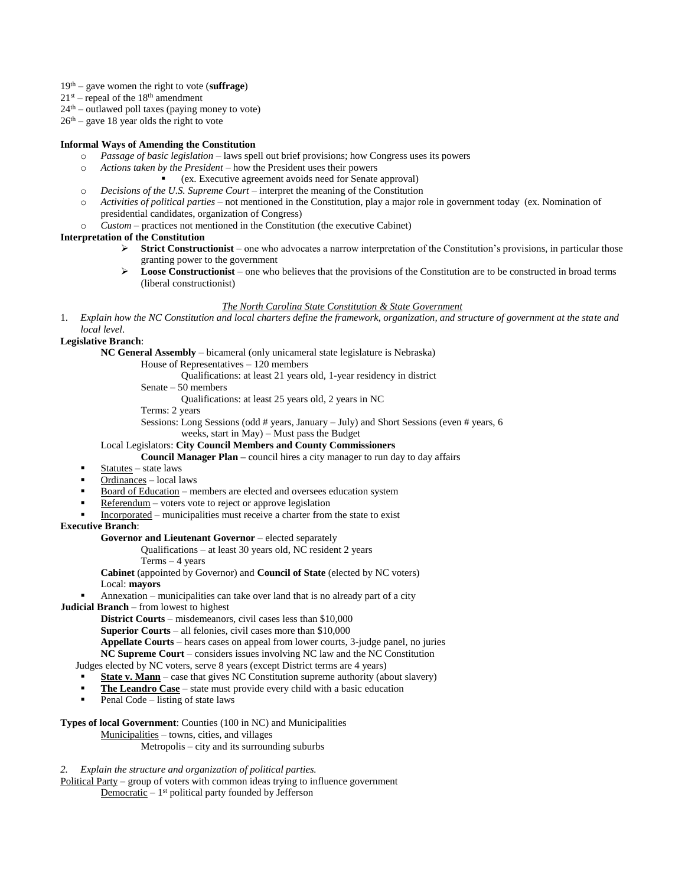19th – gave women the right to vote (**suffrage**)
21st – repeal of the 18th amendment
24th – outlawed poll taxes (paying money to vote)
26th – gave 18 year olds the right to vote

**Informal Ways of Amending the Constitution**

- *Passage of basic legislation* – laws spell out brief provisions; how Congress uses its powers
- *Actions taken by the President* – how the President uses their powers
  - (ex. Executive agreement avoids need for Senate approval)
- *Decisions of the U.S. Supreme Court* – interpret the meaning of the Constitution
- *Activities of political parties* – not mentioned in the Constitution, play a major role in government today (ex. Nomination of presidential candidates, organization of Congress)
- *Custom* – practices not mentioned in the Constitution (the executive Cabinet)

**Interpretation of the Constitution**

- **Strict Constructionist** – one who advocates a narrow interpretation of the Constitution's provisions, in particular those granting power to the government
- **Loose Constructionist** – one who believes that the provisions of the Constitution are to be constructed in broad terms (liberal constructionist)

*The North Carolina State Constitution & State Government*

1. *Explain how the NC Constitution and local charters define the framework, organization, and structure of government at the state and local level.*

**Legislative Branch**:

**NC General Assembly** – bicameral (only unicameral state legislature is Nebraska)

House of Representatives – 120 members

Qualifications: at least 21 years old, 1-year residency in district

Senate – 50 members

Qualifications: at least 25 years old, 2 years in NC

Terms: 2 years

Sessions: Long Sessions (odd # years, January – July) and Short Sessions (even # years, 6 weeks, start in May) – Must pass the Budget

Local Legislators: **City Council Members and County Commissioners**

**Council Manager Plan –** council hires a city manager to run day to day affairs

- Statutes – state laws
- Ordinances – local laws
- Board of Education – members are elected and oversees education system
- Referendum – voters vote to reject or approve legislation
- Incorporated – municipalities must receive a charter from the state to exist

**Executive Branch**:

**Governor and Lieutenant Governor** – elected separately

Qualifications – at least 30 years old, NC resident 2 years

Terms – 4 years

**Cabinet** (appointed by Governor) and **Council of State** (elected by NC voters)

Local: **mayors**

- Annexation – municipalities can take over land that is no already part of a city

**Judicial Branch** – from lowest to highest

**District Courts** – misdemeanors, civil cases less than $10,000

**Superior Courts** – all felonies, civil cases more than $10,000

**Appellate Courts** – hears cases on appeal from lower courts, 3-judge panel, no juries

**NC Supreme Court** – considers issues involving NC law and the NC Constitution

Judges elected by NC voters, serve 8 years (except District terms are 4 years)

- **State v. Mann** – case that gives NC Constitution supreme authority (about slavery)
- **The Leandro Case** – state must provide every child with a basic education
- Penal Code – listing of state laws

**Types of local Government**: Counties (100 in NC) and Municipalities

Municipalities – towns, cities, and villages

Metropolis – city and its surrounding suburbs

2. *Explain the structure and organization of political parties.*

Political Party – group of voters with common ideas trying to influence government

Democratic – 1st political party founded by Jefferson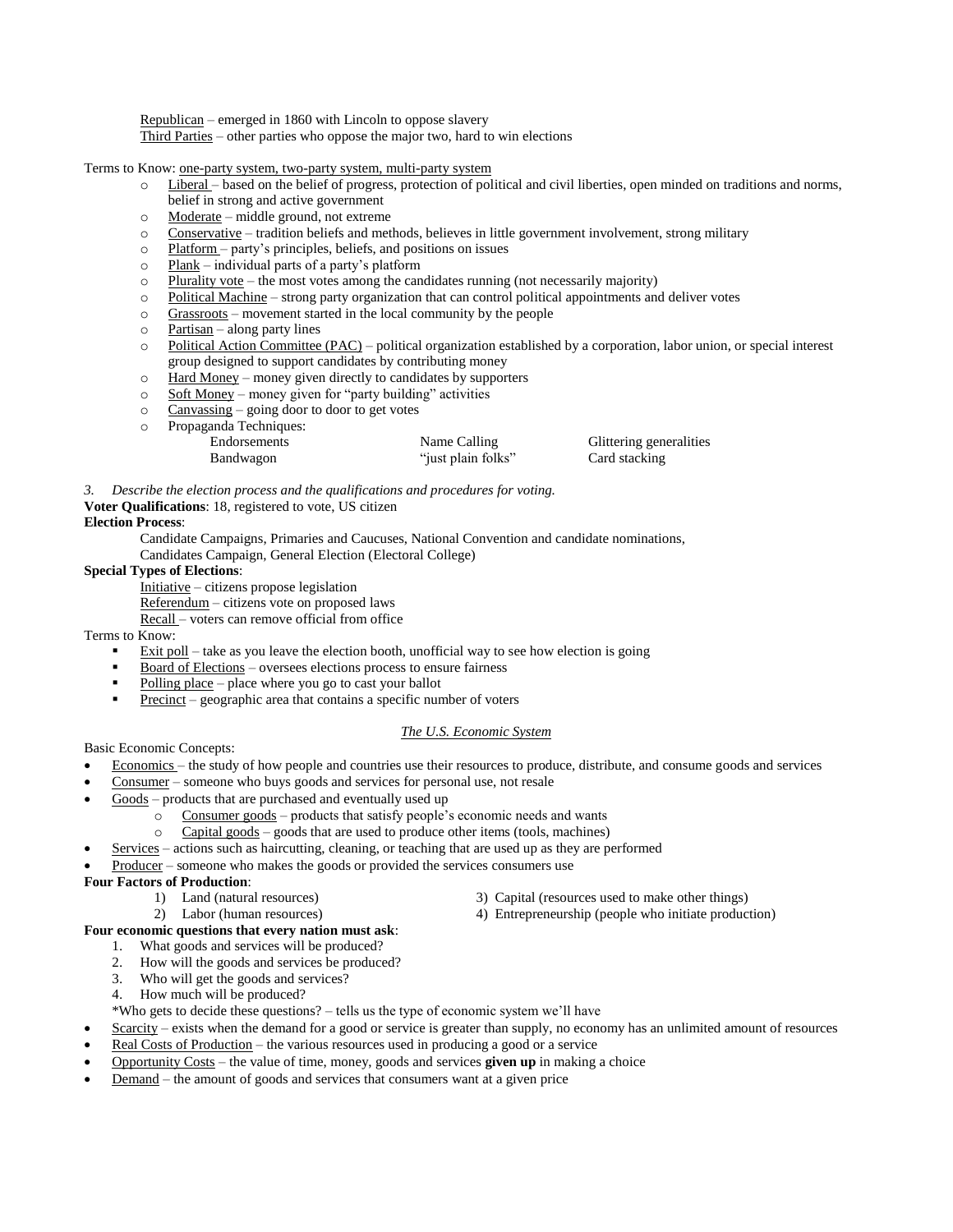Republican – emerged in 1860 with Lincoln to oppose slavery

Third Parties – other parties who oppose the major two, hard to win elections

Terms to Know: one-party system, two-party system, multi-party system

- Liberal – based on the belief of progress, protection of political and civil liberties, open minded on traditions and norms, belief in strong and active government
- Moderate – middle ground, not extreme
- Conservative – tradition beliefs and methods, believes in little government involvement, strong military
- Platform – party's principles, beliefs, and positions on issues
- Plank – individual parts of a party's platform
- Plurality vote – the most votes among the candidates running (not necessarily majority)
- Political Machine – strong party organization that can control political appointments and deliver votes
- Grassroots – movement started in the local community by the people
- Partisan – along party lines
- Political Action Committee (PAC) – political organization established by a corporation, labor union, or special interest group designed to support candidates by contributing money
- Hard Money – money given directly to candidates by supporters
- Soft Money – money given for "party building" activities
- Canvassing – going door to door to get votes
- Propaganda Techniques:
  - Endorsements
  - Bandwagon
  - Name Calling
  - "just plain folks"
  - Glittering generalities
  - Card stacking

*3. Describe the election process and the qualifications and procedures for voting.*

**Voter Qualifications**: 18, registered to vote, US citizen

**Election Process**:

Candidate Campaigns, Primaries and Caucuses, National Convention and candidate nominations, Candidates Campaign, General Election (Electoral College)

**Special Types of Elections**:

Initiative – citizens propose legislation

Referendum – citizens vote on proposed laws

Recall – voters can remove official from office

Terms to Know:

- Exit poll – take as you leave the election booth, unofficial way to see how election is going
- Board of Elections – oversees elections process to ensure fairness
- Polling place – place where you go to cast your ballot
- Precinct – geographic area that contains a specific number of voters

## *The U.S. Economic System*

Basic Economic Concepts:

- Economics – the study of how people and countries use their resources to produce, distribute, and consume goods and services
- Consumer – someone who buys goods and services for personal use, not resale
- Goods – products that are purchased and eventually used up
  - Consumer goods – products that satisfy people's economic needs and wants
  - Capital goods – goods that are used to produce other items (tools, machines)
- Services – actions such as haircutting, cleaning, or teaching that are used up as they are performed
- Producer – someone who makes the goods or provided the services consumers use

**Four Factors of Production**:

1) Land (natural resources)
2) Labor (human resources)
3) Capital (resources used to make other things)
4) Entrepreneurship (people who initiate production)

**Four economic questions that every nation must ask**:

1. What goods and services will be produced?
2. How will the goods and services be produced?
3. Who will get the goods and services?
4. How much will be produced?

*Who gets to decide these questions? – tells us the type of economic system we'll have

- Scarcity – exists when the demand for a good or service is greater than supply, no economy has an unlimited amount of resources
- Real Costs of Production – the various resources used in producing a good or a service
- Opportunity Costs – the value of time, money, goods and services **given up** in making a choice
- Demand – the amount of goods and services that consumers want at a given price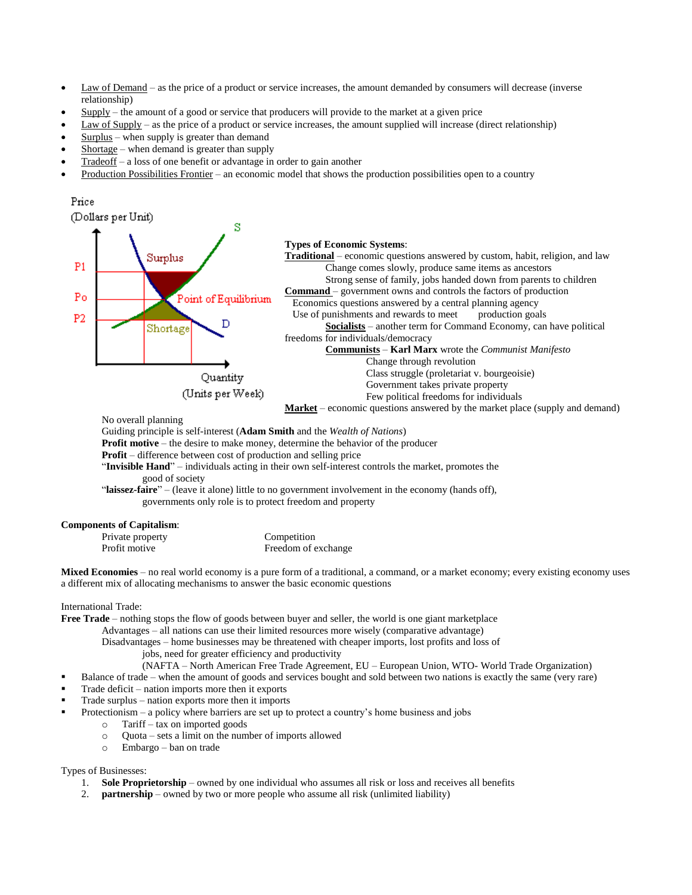- Law of Demand – as the price of a product or service increases, the amount demanded by consumers will decrease (inverse relationship)
- Supply – the amount of a good or service that producers will provide to the market at a given price
- Law of Supply – as the price of a product or service increases, the amount supplied will increase (direct relationship)
- Surplus – when supply is greater than demand
- Shortage – when demand is greater than supply
- Tradeoff – a loss of one benefit or advantage in order to gain another
- Production Possibilities Frontier – an economic model that shows the production possibilities open to a country

Price (Dollars per Unit)
S
P1
Surplus
Po
Point of Equilibrium
P2
Shortage
D
Quantity (Units per Week)

**Types of Economic Systems**:

**Traditional** – economic questions answered by custom, habit, religion, and law
Change comes slowly, produce same items as ancestors
Strong sense of family, jobs handed down from parents to children

**Command** – government owns and controls the factors of production
Economics questions answered by a central planning agency
Use of punishments and rewards to meet production goals
**Socialists** – another term for Command Economy, can have political freedoms for individuals/democracy
**Communists** – **Karl Marx** wrote the *Communist Manifesto*
Change through revolution
Class struggle (proletariat v. bourgeoisie)
Government takes private property
Few political freedoms for individuals

**Market** – economic questions answered by the market place (supply and demand)
No overall planning
Guiding principle is self-interest (**Adam Smith** and the *Wealth of Nations*)
**Profit motive** – the desire to make money, determine the behavior of the producer
**Profit** – difference between cost of production and selling price
"**Invisible Hand**" – individuals acting in their own self-interest controls the market, promotes the good of society
"**laissez-faire**" – (leave it alone) little to no government involvement in the economy (hands off), governments only role is to protect freedom and property

**Components of Capitalism**:
Private property
Profit motive
Competition
Freedom of exchange

**Mixed Economies** – no real world economy is a pure form of a traditional, a command, or a market economy; every existing economy uses a different mix of allocating mechanisms to answer the basic economic questions

International Trade:
**Free Trade** – nothing stops the flow of goods between buyer and seller, the world is one giant marketplace
Advantages – all nations can use their limited resources more wisely (comparative advantage)
Disadvantages – home businesses may be threatened with cheaper imports, lost profits and loss of jobs, need for greater efficiency and productivity
(NAFTA – North American Free Trade Agreement, EU – European Union, WTO- World Trade Organization)

- Balance of trade – when the amount of goods and services bought and sold between two nations is exactly the same (very rare)
- Trade deficit – nation imports more then it exports
- Trade surplus – nation exports more then it imports
- Protectionism – a policy where barriers are set up to protect a country's home business and jobs
  - Tariff – tax on imported goods
  - Quota – sets a limit on the number of imports allowed
  - Embargo – ban on trade

Types of Businesses:
1. **Sole Proprietorship** – owned by one individual who assumes all risk or loss and receives all benefits
2. **partnership** – owned by two or more people who assume all risk (unlimited liability)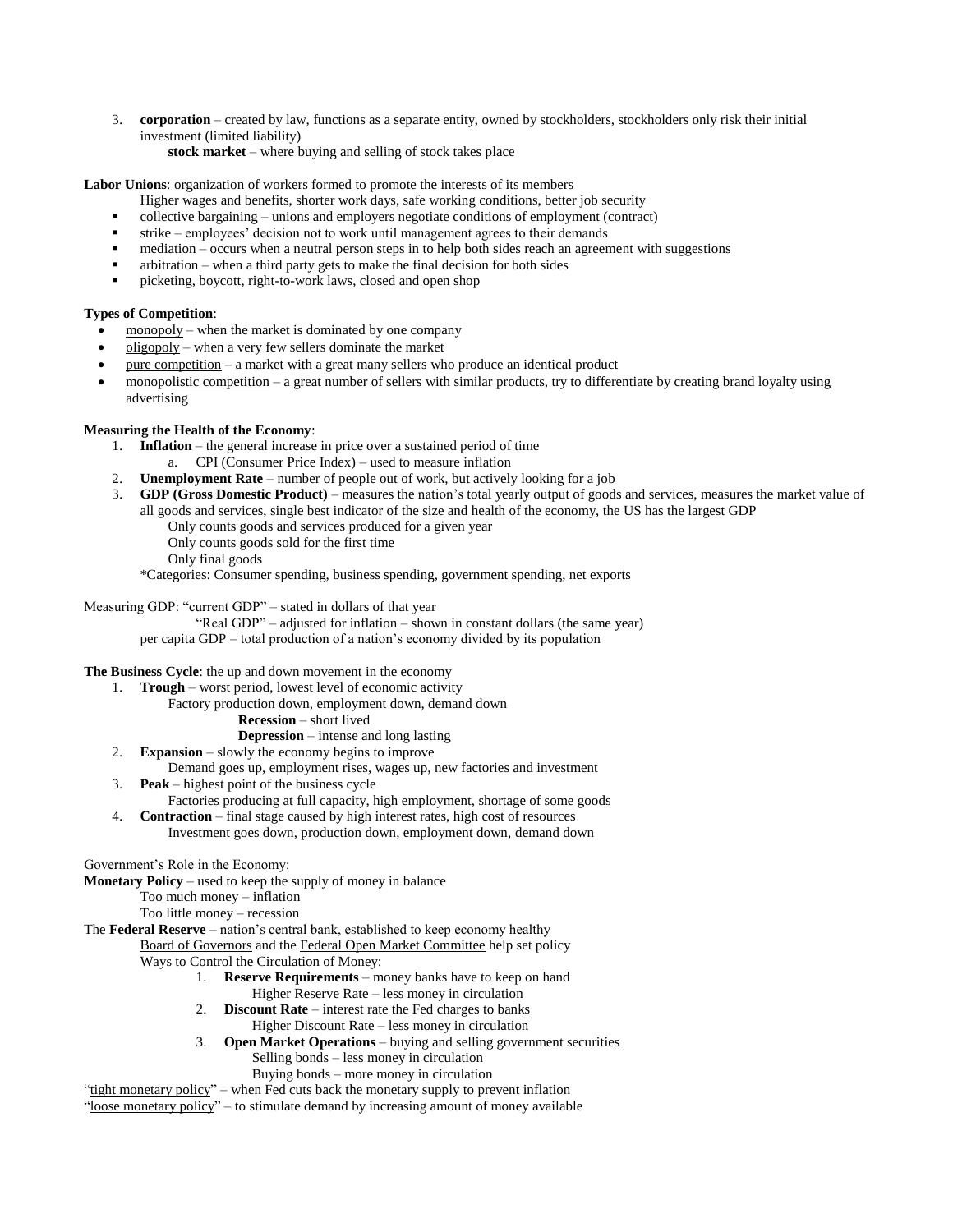3. **corporation** – created by law, functions as a separate entity, owned by stockholders, stockholders only risk their initial investment (limited liability)
    **stock market** – where buying and selling of stock takes place

**Labor Unions**: organization of workers formed to promote the interests of its members
Higher wages and benefits, shorter work days, safe working conditions, better job security

- collective bargaining – unions and employers negotiate conditions of employment (contract)
- strike – employees' decision not to work until management agrees to their demands
- mediation – occurs when a neutral person steps in to help both sides reach an agreement with suggestions
- arbitration – when a third party gets to make the final decision for both sides
- picketing, boycott, right-to-work laws, closed and open shop

**Types of Competition**:

- monopoly – when the market is dominated by one company
- oligopoly – when a very few sellers dominate the market
- pure competition – a market with a great many sellers who produce an identical product
- monopolistic competition – a great number of sellers with similar products, try to differentiate by creating brand loyalty using advertising

**Measuring the Health of the Economy**:

1. **Inflation** – the general increase in price over a sustained period of time
    a. CPI (Consumer Price Index) – used to measure inflation
2. **Unemployment Rate** – number of people out of work, but actively looking for a job
3. **GDP (Gross Domestic Product)** – measures the nation's total yearly output of goods and services, measures the market value of all goods and services, single best indicator of the size and health of the economy, the US has the largest GDP
    Only counts goods and services produced for a given year
    Only counts goods sold for the first time
    Only final goods
    *Categories: Consumer spending, business spending, government spending, net exports

Measuring GDP: "current GDP" – stated in dollars of that year
"Real GDP" – adjusted for inflation – shown in constant dollars (the same year)
per capita GDP – total production of a nation's economy divided by its population

**The Business Cycle**: the up and down movement in the economy

1. **Trough** – worst period, lowest level of economic activity
    Factory production down, employment down, demand down
    **Recession** – short lived
    **Depression** – intense and long lasting
2. **Expansion** – slowly the economy begins to improve
    Demand goes up, employment rises, wages up, new factories and investment
3. **Peak** – highest point of the business cycle
    Factories producing at full capacity, high employment, shortage of some goods
4. **Contraction** – final stage caused by high interest rates, high cost of resources
    Investment goes down, production down, employment down, demand down

Government's Role in the Economy:
**Monetary Policy** – used to keep the supply of money in balance
Too much money – inflation
Too little money – recession
The **Federal Reserve** – nation's central bank, established to keep economy healthy
Board of Governors and the Federal Open Market Committee help set policy
Ways to Control the Circulation of Money:

1. **Reserve Requirements** – money banks have to keep on hand
    Higher Reserve Rate – less money in circulation
2. **Discount Rate** – interest rate the Fed charges to banks
    Higher Discount Rate – less money in circulation
3. **Open Market Operations** – buying and selling government securities
    Selling bonds – less money in circulation
    Buying bonds – more money in circulation

"tight monetary policy" – when Fed cuts back the monetary supply to prevent inflation
"loose monetary policy" – to stimulate demand by increasing amount of money available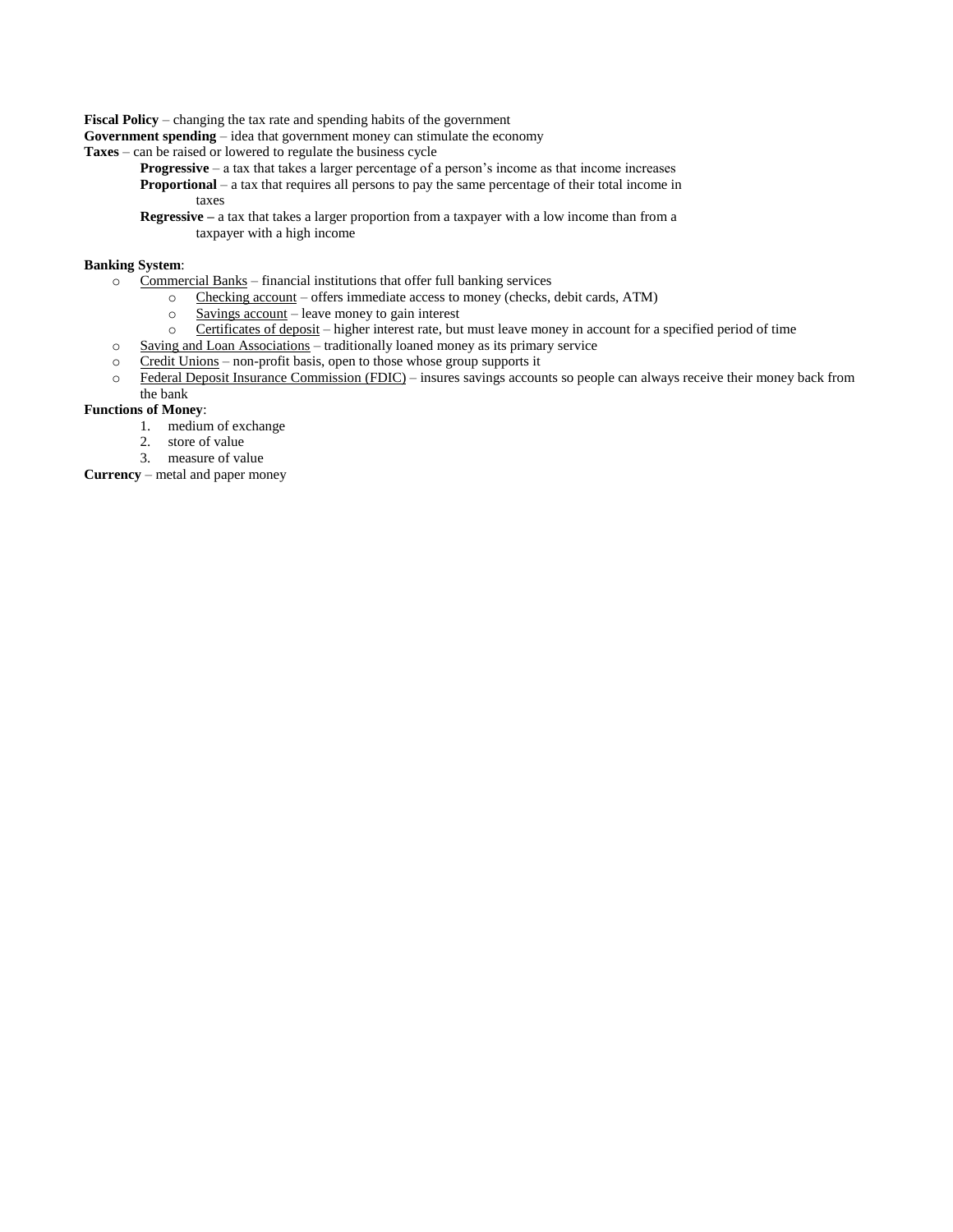**Fiscal Policy** – changing the tax rate and spending habits of the government
**Government spending** – idea that government money can stimulate the economy
**Taxes** – can be raised or lowered to regulate the business cycle

> **Progressive** – a tax that takes a larger percentage of a person's income as that income increases
> **Proportional** – a tax that requires all persons to pay the same percentage of their total income in taxes
> **Regressive –** a tax that takes a larger proportion from a taxpayer with a low income than from a taxpayer with a high income

**Banking System**:

- Commercial Banks – financial institutions that offer full banking services
  - Checking account – offers immediate access to money (checks, debit cards, ATM)
  - Savings account – leave money to gain interest
  - Certificates of deposit – higher interest rate, but must leave money in account for a specified period of time
- Saving and Loan Associations – traditionally loaned money as its primary service
- Credit Unions – non-profit basis, open to those whose group supports it
- Federal Deposit Insurance Commission (FDIC) – insures savings accounts so people can always receive their money back from the bank

**Functions of Money**:

1. medium of exchange
2. store of value
3. measure of value

**Currency** – metal and paper money